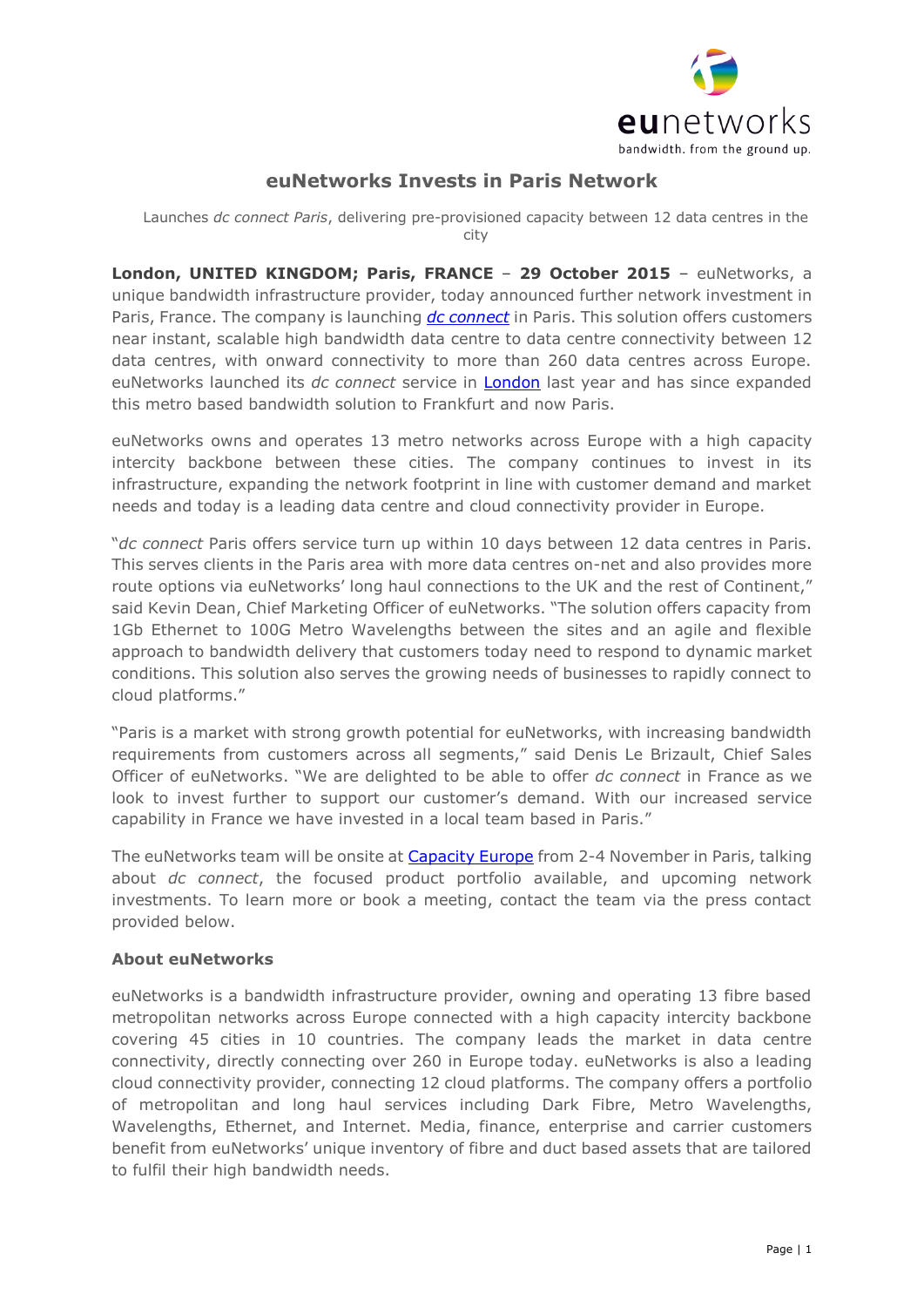# euNetworks Invests in Paris Network

Launches *dc connect Paris*, delivering pre-provisioned capacity between 12 data centres in the city

**London, UNITED KINGDOM; Paris, FRANCE – 29 October 2015** – euNetworks, a unique bandwidth infrastructure provider, today announced further network investment in Paris, France. The company is launching *dc connect* in Paris. This solution offers customers near instant, scalable high bandwidth data centre to data centre connectivity between 12 data centres, with onward connectivity to more than 260 data centres across Europe. euNetworks launched its *dc connect* service in London last year and has since expanded this metro based bandwidth solution to Frankfurt and now Paris.

euNetworks owns and operates 13 metro networks across Europe with a high capacity intercity backbone between these cities. The company continues to invest in its infrastructure, expanding the network footprint in line with customer demand and market needs and today is a leading data centre and cloud connectivity provider in Europe.

"*dc connect* Paris offers service turn up within 10 days between 12 data centres in Paris. This serves clients in the Paris area with more data centres on-net and also provides more route options via euNetworks' long haul connections to the UK and the rest of Continent," said Kevin Dean, Chief Marketing Officer of euNetworks. "The solution offers capacity from 1Gb Ethernet to 100G Metro Wavelengths between the sites and an agile and flexible approach to bandwidth delivery that customers today need to respond to dynamic market conditions. This solution also serves the growing needs of businesses to rapidly connect to cloud platforms."

"Paris is a market with strong growth potential for euNetworks, with increasing bandwidth requirements from customers across all segments," said Denis Le Brizault, Chief Sales Officer of euNetworks. "We are delighted to be able to offer *dc connect* in France as we look to invest further to support our customer's demand. With our increased service capability in France we have invested in a local team based in Paris."

The euNetworks team will be onsite at Capacity Europe from 2-4 November in Paris, talking about *dc connect*, the focused product portfolio available, and upcoming network investments. To learn more or book a meeting, contact the team via the press contact provided below.

**About euNetworks**

euNetworks is a bandwidth infrastructure provider, owning and operating 13 fibre based metropolitan networks across Europe connected with a high capacity intercity backbone covering 45 cities in 10 countries. The company leads the market in data centre connectivity, directly connecting over 260 in Europe today. euNetworks is also a leading cloud connectivity provider, connecting 12 cloud platforms. The company offers a portfolio of metropolitan and long haul services including Dark Fibre, Metro Wavelengths, Wavelengths, Ethernet, and Internet. Media, finance, enterprise and carrier customers benefit from euNetworks' unique inventory of fibre and duct based assets that are tailored to fulfil their high bandwidth needs.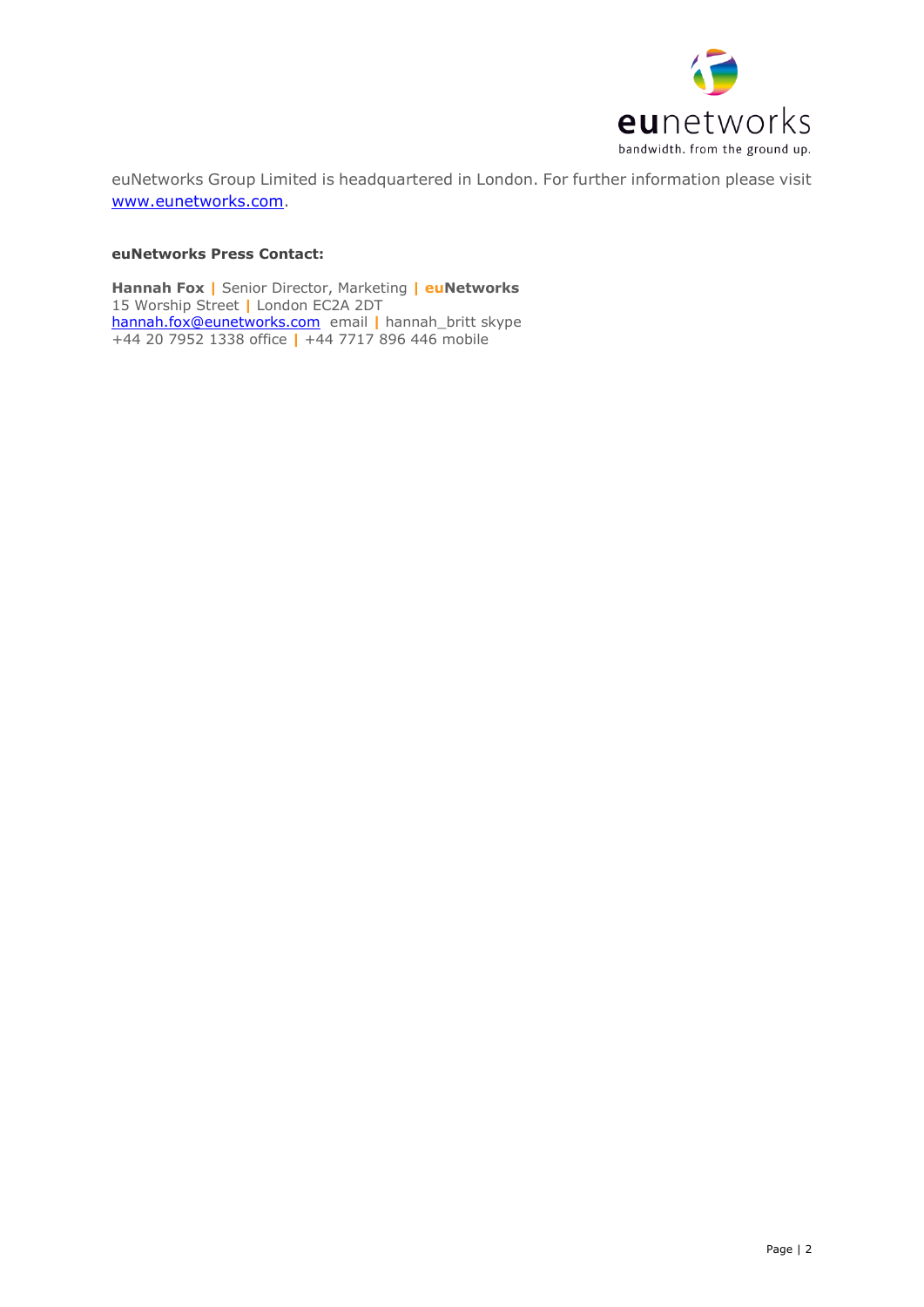euNetworks Group Limited is headquartered in London. For further information please visit www.eunetworks.com.

**euNetworks Press Contact:**

**Hannah Fox** | Senior Director, Marketing | **euNetworks**
15 Worship Street | London EC2A 2DT
hannah.fox@eunetworks.com email | hannah_britt skype
+44 20 7952 1338 office | +44 7717 896 446 mobile